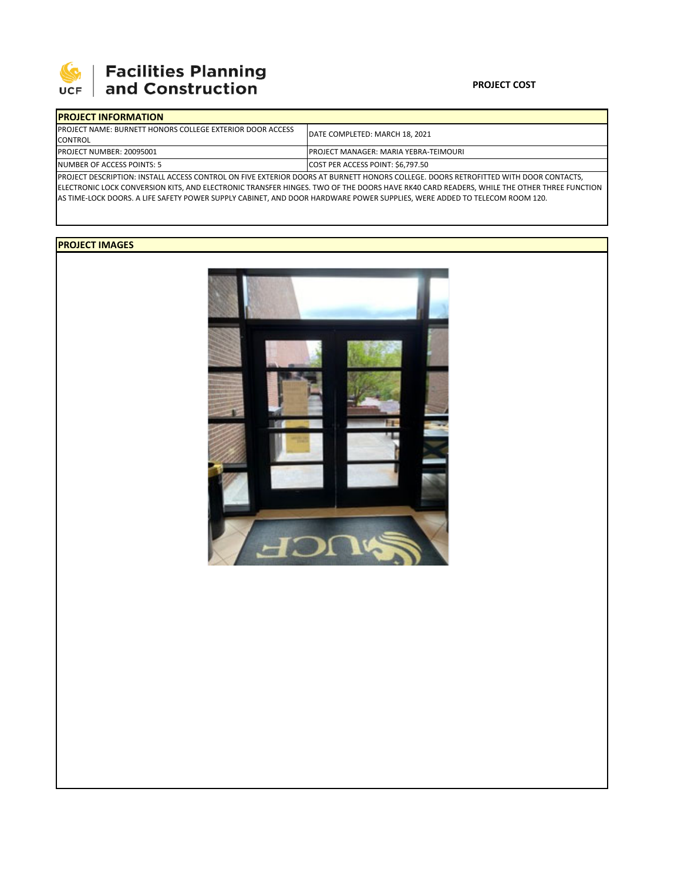# Facilities Planning and Construction

**PROJECT COST**

## PROJECT INFORMATION

| | |
|---|---|
| PROJECT NAME: BURNETT HONORS COLLEGE EXTERIOR DOOR ACCESS CONTROL | DATE COMPLETED: MARCH 18, 2021 |
| PROJECT NUMBER: 20095001 | PROJECT MANAGER: MARIA YEBRA-TEIMOURI |
| NUMBER OF ACCESS POINTS: 5 | COST PER ACCESS POINT: $6,797.50 |

PROJECT DESCRIPTION: INSTALL ACCESS CONTROL ON FIVE EXTERIOR DOORS AT BURNETT HONORS COLLEGE. DOORS RETROFITTED WITH DOOR CONTACTS, ELECTRONIC LOCK CONVERSION KITS, AND ELECTRONIC TRANSFER HINGES. TWO OF THE DOORS HAVE RK40 CARD READERS, WHILE THE OTHER THREE FUNCTION AS TIME-LOCK DOORS. A LIFE SAFETY POWER SUPPLY CABINET, AND DOOR HARDWARE POWER SUPPLIES, WERE ADDED TO TELECOM ROOM 120.

## PROJECT IMAGES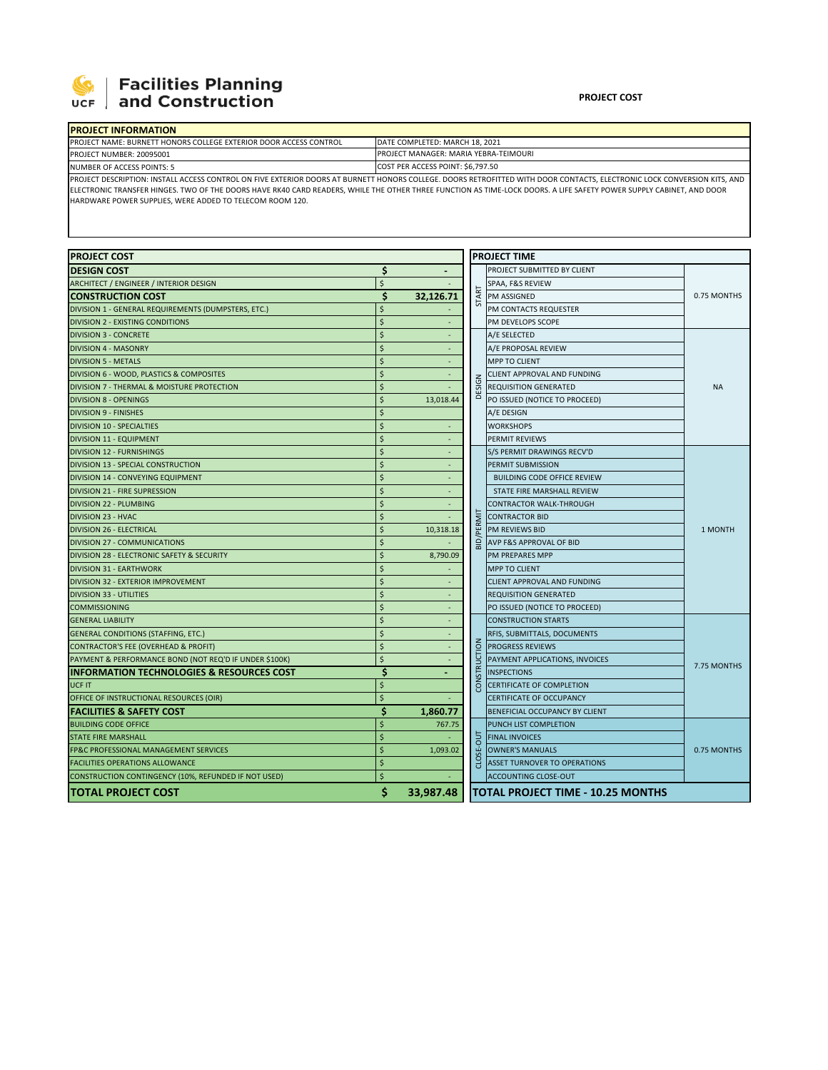**Facilities Planning and Construction**

**PROJECT COST**

| PROJECT INFORMATION | |
|---|---|
| PROJECT NAME: BURNETT HONORS COLLEGE EXTERIOR DOOR ACCESS CONTROL | DATE COMPLETED: MARCH 18, 2021 |
| PROJECT NUMBER: 20095001 | PROJECT MANAGER: MARIA YEBRA-TEIMOURI |
| NUMBER OF ACCESS POINTS: 5 | COST PER ACCESS POINT: $6,797.50 |

PROJECT DESCRIPTION: INSTALL ACCESS CONTROL ON FIVE EXTERIOR DOORS AT BURNETT HONORS COLLEGE. DOORS RETROFITTED WITH DOOR CONTACTS, ELECTRONIC LOCK CONVERSION KITS, AND ELECTRONIC TRANSFER HINGES. TWO OF THE DOORS HAVE RK40 CARD READERS, WHILE THE OTHER THREE FUNCTION AS TIME-LOCK DOORS. A LIFE SAFETY POWER SUPPLY CABINET, AND DOOR HARDWARE POWER SUPPLIES, WERE ADDED TO TELECOM ROOM 120.

| PROJECT COST | |
|---|---|
| **DESIGN COST** | **$ -** |
| ARCHITECT / ENGINEER / INTERIOR DESIGN | $ - |
| **CONSTRUCTION COST** | **$ 32,126.71** |
| DIVISION 1 - GENERAL REQUIREMENTS (DUMPSTERS, ETC.) | $ - |
| DIVISION 2 - EXISTING CONDITIONS | $ - |
| DIVISION 3 - CONCRETE | $ - |
| DIVISION 4 - MASONRY | $ - |
| DIVISION 5 - METALS | $ - |
| DIVISION 6 - WOOD, PLASTICS & COMPOSITES | $ - |
| DIVISION 7 - THERMAL & MOISTURE PROTECTION | $ - |
| DIVISION 8 - OPENINGS | $ 13,018.44 |
| DIVISION 9 - FINISHES | $ |
| DIVISION 10 - SPECIALTIES | $ - |
| DIVISION 11 - EQUIPMENT | $ - |
| DIVISION 12 - FURNISHINGS | $ - |
| DIVISION 13 - SPECIAL CONSTRUCTION | $ - |
| DIVISION 14 - CONVEYING EQUIPMENT | $ - |
| DIVISION 21 - FIRE SUPRESSION | $ - |
| DIVISION 22 - PLUMBING | $ - |
| DIVISION 23 - HVAC | $ - |
| DIVISION 26 - ELECTRICAL | $ 10,318.18 |
| DIVISION 27 - COMMUNICATIONS | $ - |
| DIVISION 28 - ELECTRONIC SAFETY & SECURITY | $ 8,790.09 |
| DIVISION 31 - EARTHWORK | $ - |
| DIVISION 32 - EXTERIOR IMPROVEMENT | $ - |
| DIVISION 33 - UTILITIES | $ - |
| COMMISSIONING | $ - |
| GENERAL LIABILITY | $ - |
| GENERAL CONDITIONS (STAFFING, ETC.) | $ - |
| CONTRACTOR'S FEE (OVERHEAD & PROFIT) | $ - |
| PAYMENT & PERFORMANCE BOND (NOT REQ'D IF UNDER $100K) | $ - |
| **INFORMATION TECHNOLOGIES & RESOURCES COST** | **$ -** |
| UCF IT | $ |
| OFFICE OF INSTRUCTIONAL RESOURCES (OIR) | $ - |
| **FACILITIES & SAFETY COST** | **$ 1,860.77** |
| BUILDING CODE OFFICE | $ 767.75 |
| STATE FIRE MARSHALL | $ - |
| FP&C PROFESSIONAL MANAGEMENT SERVICES | $ 1,093.02 |
| FACILITIES OPERATIONS ALLOWANCE | $ |
| CONSTRUCTION CONTINGENCY (10%, REFUNDED IF NOT USED) | $ - |
| **TOTAL PROJECT COST** | **$ 33,987.48** |

| PROJECT TIME | | |
|---|---|---|
| START | PROJECT SUBMITTED BY CLIENT | 0.75 MONTHS |
| | SPAA, F&S REVIEW | |
| | PM ASSIGNED | |
| | PM CONTACTS REQUESTER | |
| | PM DEVELOPS SCOPE | |
| DESIGN | A/E SELECTED | NA |
| | A/E PROPOSAL REVIEW | |
| | MPP TO CLIENT | |
| | CLIENT APPROVAL AND FUNDING | |
| | REQUISITION GENERATED | |
| | PO ISSUED (NOTICE TO PROCEED) | |
| | A/E DESIGN | |
| | WORKSHOPS | |
| | PERMIT REVIEWS | |
| BID/PERMIT | S/S PERMIT DRAWINGS RECV'D | 1 MONTH |
| | PERMIT SUBMISSION | |
| | BUILDING CODE OFFICE REVIEW | |
| | STATE FIRE MARSHALL REVIEW | |
| | CONTRACTOR WALK-THROUGH | |
| | CONTRACTOR BID | |
| | PM REVIEWS BID | |
| | AVP F&S APPROVAL OF BID | |
| | PM PREPARES MPP | |
| | MPP TO CLIENT | |
| | CLIENT APPROVAL AND FUNDING | |
| | REQUISITION GENERATED | |
| | PO ISSUED (NOTICE TO PROCEED) | |
| CONSTRUCTION | CONSTRUCTION STARTS | 7.75 MONTHS |
| | RFIS, SUBMITTALS, DOCUMENTS | |
| | PROGRESS REVIEWS | |
| | PAYMENT APPLICATIONS, INVOICES | |
| | INSPECTIONS | |
| | CERTIFICATE OF COMPLETION | |
| | CERTIFICATE OF OCCUPANCY | |
| | BENEFICIAL OCCUPANCY BY CLIENT | |
| CLOSE-OUT | PUNCH LIST COMPLETION | 0.75 MONTHS |
| | FINAL INVOICES | |
| | OWNER'S MANUALS | |
| | ASSET TURNOVER TO OPERATIONS | |
| | ACCOUNTING CLOSE-OUT | |
| **TOTAL PROJECT TIME - 10.25 MONTHS** | | |